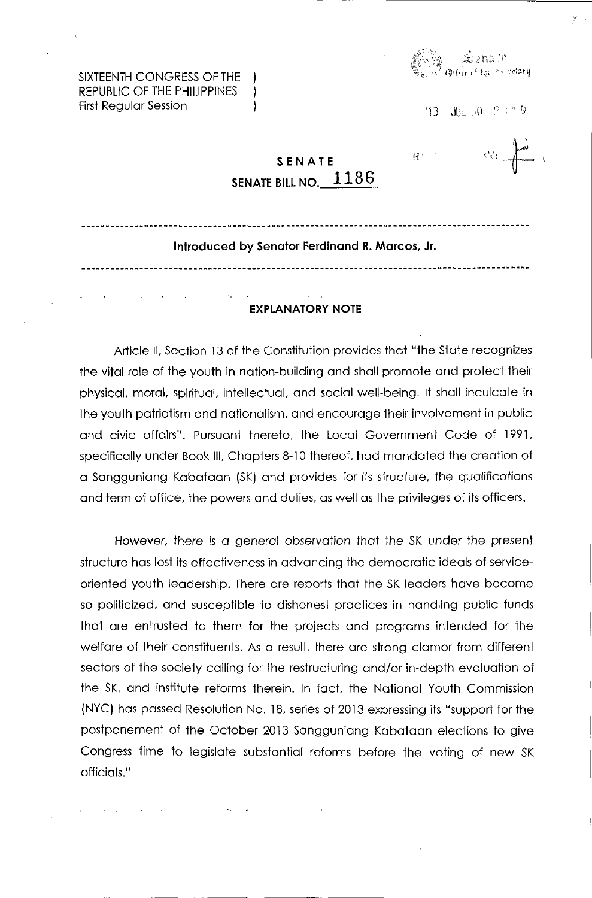SIXTEENTH CONGRESS OF THE REPUBLIC OF THE PHILIPPINES )
First Regular Session )

'13 JUL 30 P2:59

# SENATE

## SENATE BILL NO. 1186

---

**Introduced by Senator Ferdinand R. Marcos, Jr.**

---

### EXPLANATORY NOTE

Article II, Section 13 of the Constitution provides that "the State recognizes the vital role of the youth in nation-building and shall promote and protect their physical, moral, spiritual, intellectual, and social well-being. It shall inculcate in the youth patriotism and nationalism, and encourage their involvement in public and civic affairs". Pursuant thereto, the Local Government Code of 1991, specifically under Book III, Chapters 8-10 thereof, had mandated the creation of a Sangguniang Kabataan (SK) and provides for its structure, the qualifications and term of office, the powers and duties, as well as the privileges of its officers.

However, *there is a general observation* that the SK under the present structure has lost its effectiveness in advancing the democratic ideals of service-oriented youth leadership. There are reports that the SK leaders have become so politicized, and susceptible to dishonest practices in handling public funds that are entrusted to them for the projects and programs intended for the welfare of their constituents. As a result, there are strong clamor from different sectors of the society calling for the restructuring and/or in-depth evaluation of the SK, and institute reforms therein. In fact, the National Youth Commission (NYC) has passed Resolution No. 18, series of 2013 expressing its "support for the postponement of the October 2013 Sangguniang Kabataan elections to give Congress time to legislate substantial reforms before the voting of new SK officials."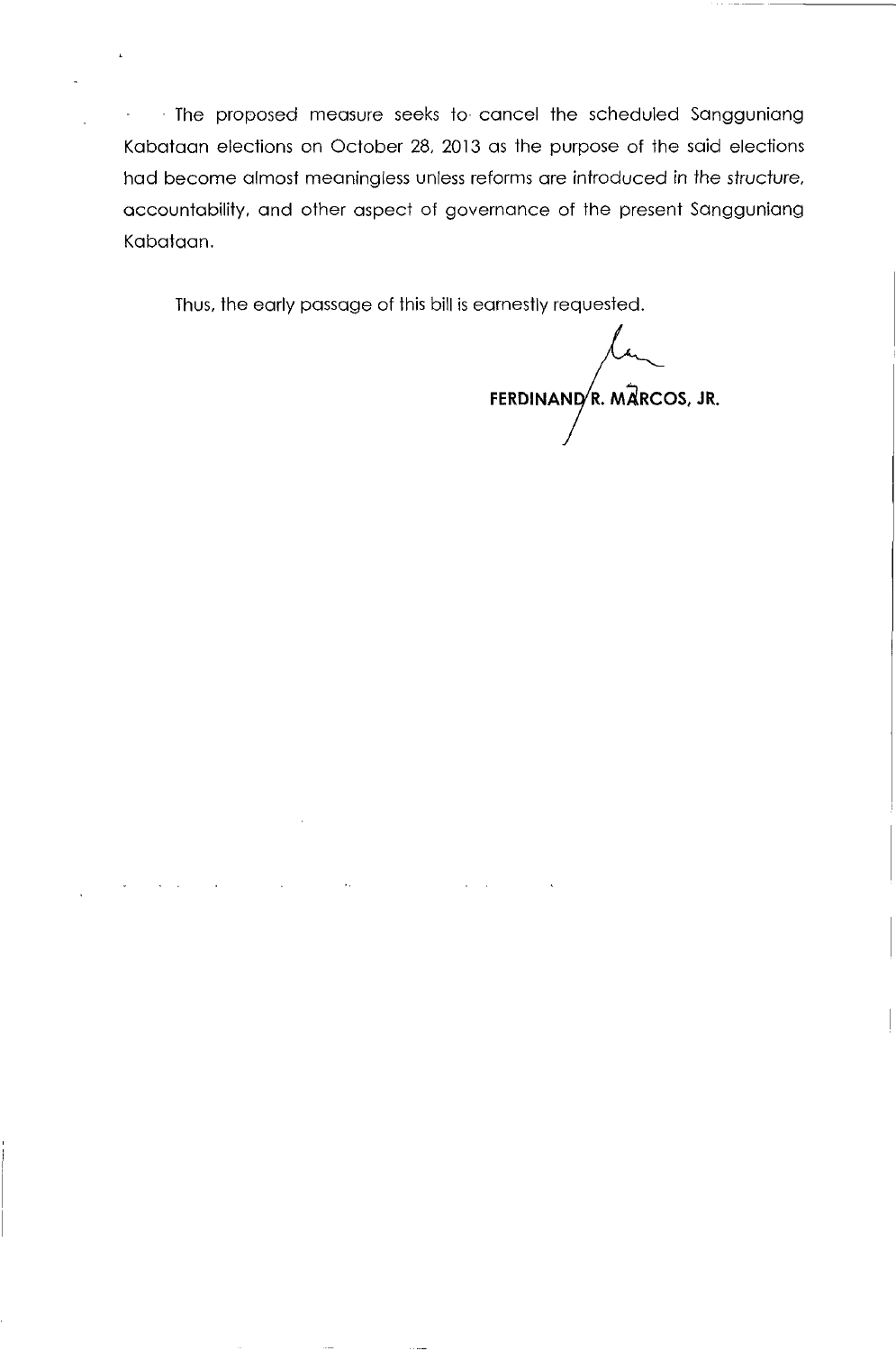The proposed measure seeks to cancel the scheduled Sangguniang Kabataan elections on October 28, 2013 as the purpose of the said elections had become almost meaningless unless reforms are introduced in the structure, accountability, and other aspect of governance of the present Sangguniang Kabataan.

Thus, the early passage of this bill is earnestly requested.

**FERDINAND R. MARCOS, JR.**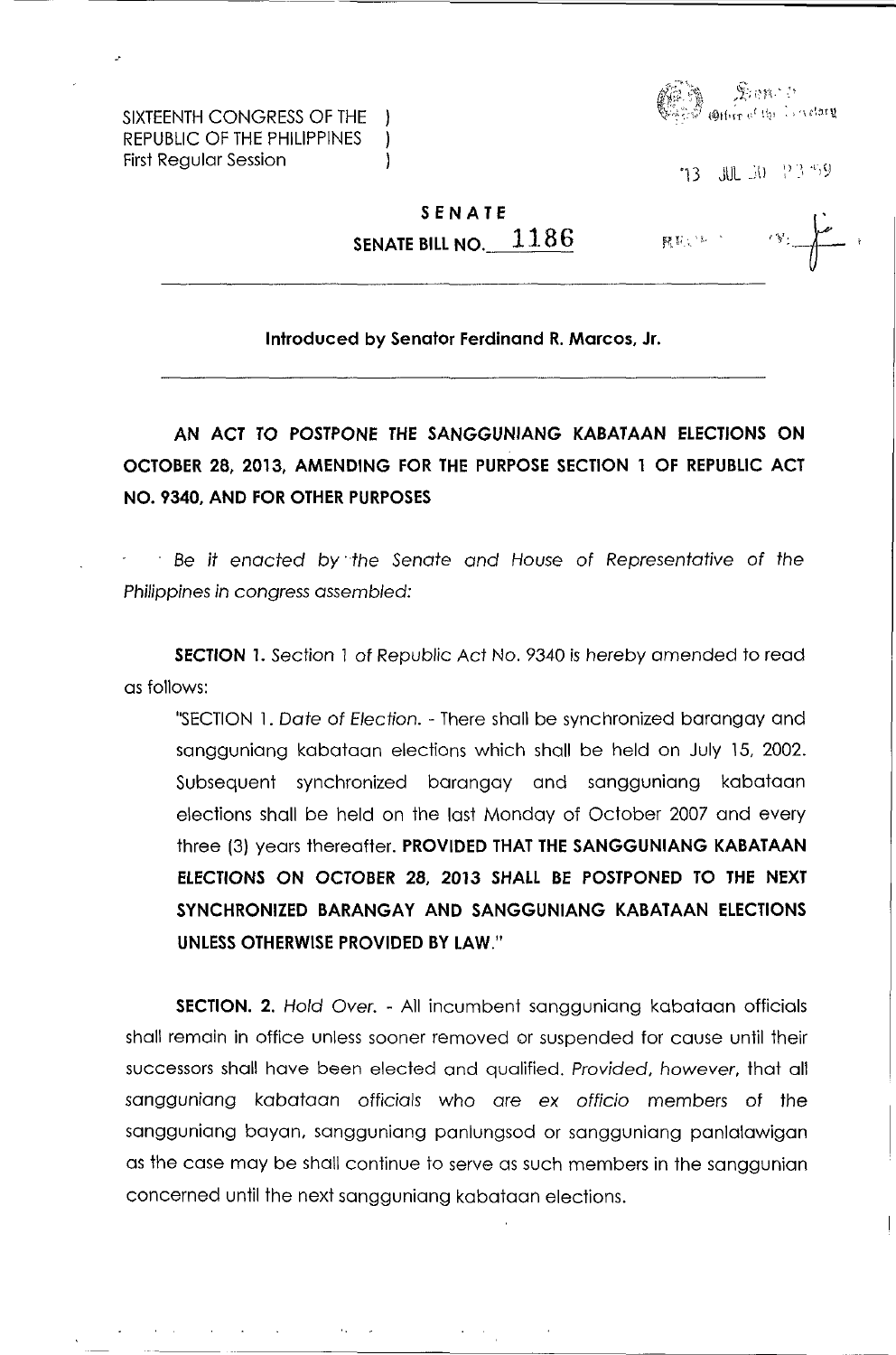SIXTEENTH CONGRESS OF THE )
REPUBLIC OF THE PHILIPPINES )
First Regular Session )

'13 JUL 30 P3:59

RECEIVED BY:

**SENATE**
**SENATE BILL NO. 1186**

---

**Introduced by Senator Ferdinand R. Marcos, Jr.**

---

**AN ACT TO POSTPONE THE SANGGUNIANG KABATAAN ELECTIONS ON OCTOBER 28, 2013, AMENDING FOR THE PURPOSE SECTION 1 OF REPUBLIC ACT NO. 9340, AND FOR OTHER PURPOSES**

*Be it enacted by the Senate and House of Representative of the Philippines in congress assembled:*

**SECTION 1.** Section 1 of Republic Act No. 9340 is hereby amended to read as follows:

"SECTION 1. *Date of Election.* - There shall be synchronized barangay and sangguniang kabataan elections which shall be held on July 15, 2002. Subsequent synchronized barangay and sangguniang kabataan elections shall be held on the last Monday of October 2007 and every three (3) years thereafter. **PROVIDED THAT THE SANGGUNIANG KABATAAN ELECTIONS ON OCTOBER 28, 2013 SHALL BE POSTPONED TO THE NEXT SYNCHRONIZED BARANGAY AND SANGGUNIANG KABATAAN ELECTIONS UNLESS OTHERWISE PROVIDED BY LAW.**"

**SECTION. 2.** *Hold Over.* - All incumbent sangguniang kabataan officials shall remain in office unless sooner removed or suspended for cause until their successors shall have been elected and qualified. *Provided, however,* that all sangguniang kabataan officials who are *ex officio* members of the sangguniang bayan, sangguniang panlungsod or sangguniang panlalawigan as the case may be shall continue to serve as such members in the sanggunian concerned until the next sangguniang kabataan elections.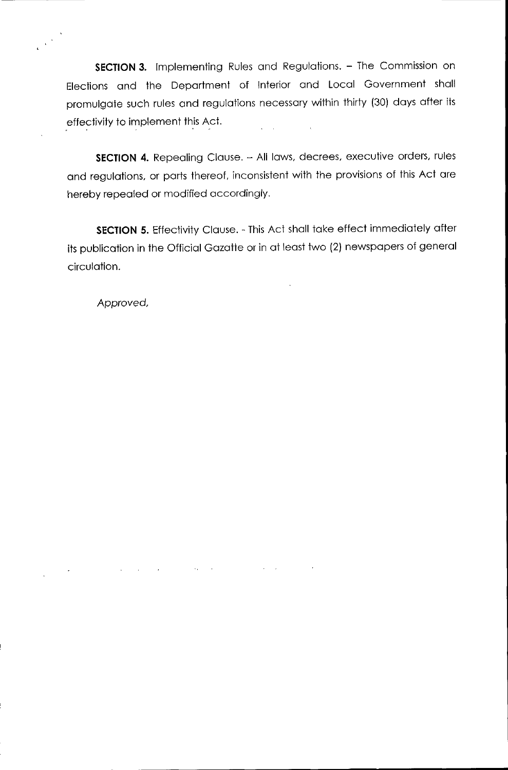**SECTION 3.** Implementing Rules and Regulations. – The Commission on Elections and the Department of Interior and Local Government shall promulgate such rules and regulations necessary within thirty (30) days after its effectivity to implement this Act.

**SECTION 4.** Repealing Clause. – All laws, decrees, executive orders, rules and regulations, or parts thereof, inconsistent with the provisions of this Act are hereby repealed or modified accordingly.

**SECTION 5.** Effectivity Clause. - This Act shall take effect immediately after its publication in the Official Gazatte or in at least two (2) newspapers of general circulation.

*Approved,*